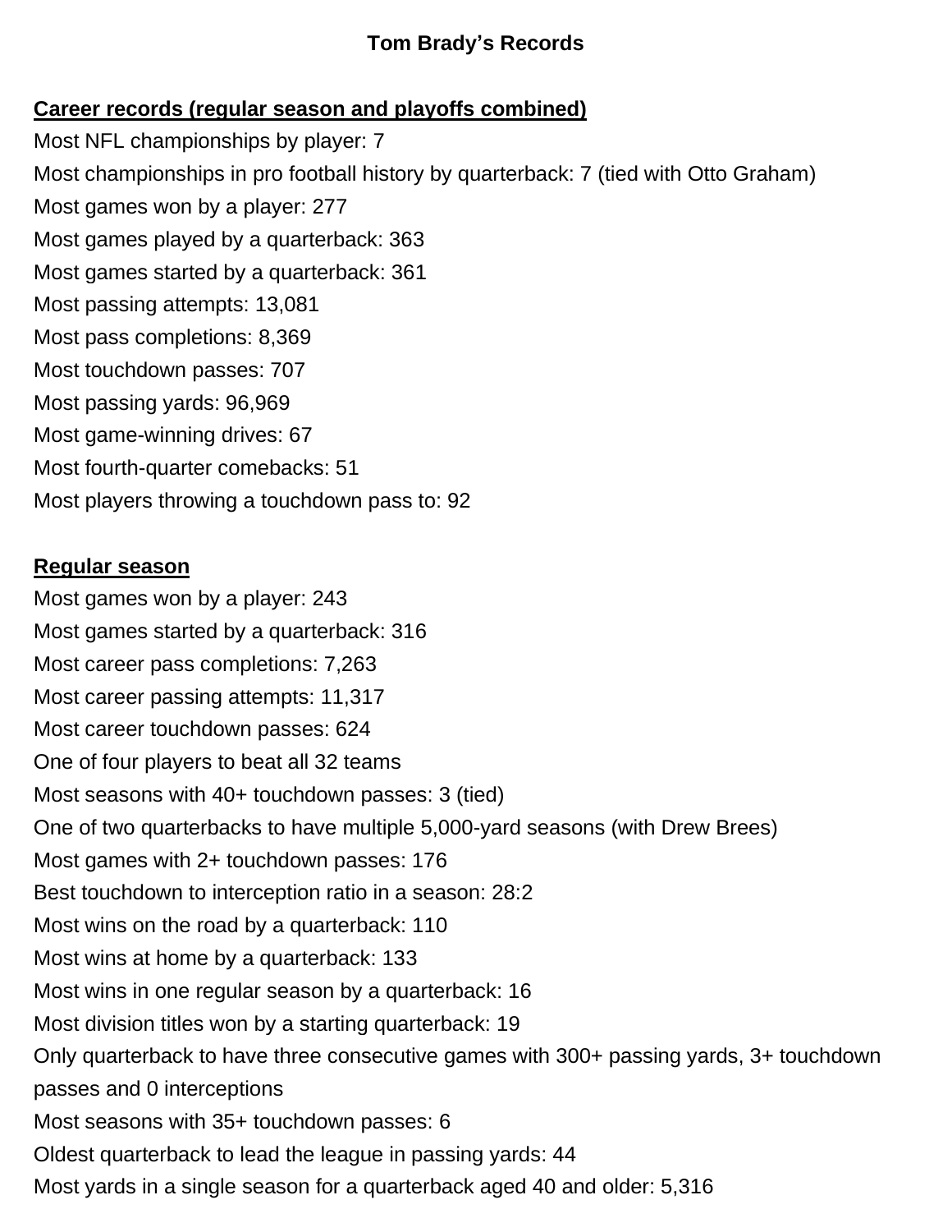# Tom Brady’s Records

**Career records (regular season and playoffs combined)**

Most NFL championships by player: 7
Most championships in pro football history by quarterback: 7 (tied with Otto Graham)
Most games won by a player: 277
Most games played by a quarterback: 363
Most games started by a quarterback: 361
Most passing attempts: 13,081
Most pass completions: 8,369
Most touchdown passes: 707
Most passing yards: 96,969
Most game-winning drives: 67
Most fourth-quarter comebacks: 51
Most players throwing a touchdown pass to: 92

**Regular season**

Most games won by a player: 243
Most games started by a quarterback: 316
Most career pass completions: 7,263
Most career passing attempts: 11,317
Most career touchdown passes: 624
One of four players to beat all 32 teams
Most seasons with 40+ touchdown passes: 3 (tied)
One of two quarterbacks to have multiple 5,000-yard seasons (with Drew Brees)
Most games with 2+ touchdown passes: 176
Best touchdown to interception ratio in a season: 28:2
Most wins on the road by a quarterback: 110
Most wins at home by a quarterback: 133
Most wins in one regular season by a quarterback: 16
Most division titles won by a starting quarterback: 19
Only quarterback to have three consecutive games with 300+ passing yards, 3+ touchdown passes and 0 interceptions
Most seasons with 35+ touchdown passes: 6
Oldest quarterback to lead the league in passing yards: 44
Most yards in a single season for a quarterback aged 40 and older: 5,316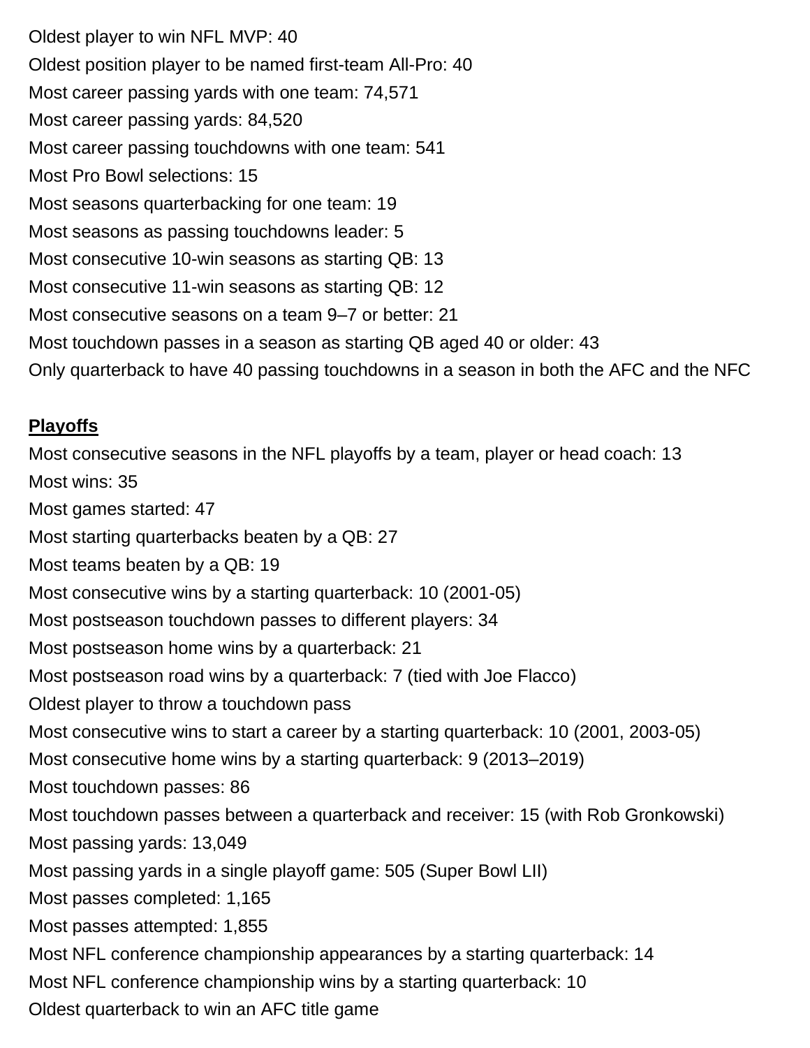Oldest player to win NFL MVP: 40

Oldest position player to be named first-team All-Pro: 40

Most career passing yards with one team: 74,571

Most career passing yards: 84,520

Most career passing touchdowns with one team: 541

Most Pro Bowl selections: 15

Most seasons quarterbacking for one team: 19

Most seasons as passing touchdowns leader: 5

Most consecutive 10-win seasons as starting QB: 13

Most consecutive 11-win seasons as starting QB: 12

Most consecutive seasons on a team 9–7 or better: 21

Most touchdown passes in a season as starting QB aged 40 or older: 43

Only quarterback to have 40 passing touchdowns in a season in both the AFC and the NFC

**Playoffs**

Most consecutive seasons in the NFL playoffs by a team, player or head coach: 13

Most wins: 35

Most games started: 47

Most starting quarterbacks beaten by a QB: 27

Most teams beaten by a QB: 19

Most consecutive wins by a starting quarterback: 10 (2001-05)

Most postseason touchdown passes to different players: 34

Most postseason home wins by a quarterback: 21

Most postseason road wins by a quarterback: 7 (tied with Joe Flacco)

Oldest player to throw a touchdown pass

Most consecutive wins to start a career by a starting quarterback: 10 (2001, 2003-05)

Most consecutive home wins by a starting quarterback: 9 (2013–2019)

Most touchdown passes: 86

Most touchdown passes between a quarterback and receiver: 15 (with Rob Gronkowski)

Most passing yards: 13,049

Most passing yards in a single playoff game: 505 (Super Bowl LII)

Most passes completed: 1,165

Most passes attempted: 1,855

Most NFL conference championship appearances by a starting quarterback: 14

Most NFL conference championship wins by a starting quarterback: 10

Oldest quarterback to win an AFC title game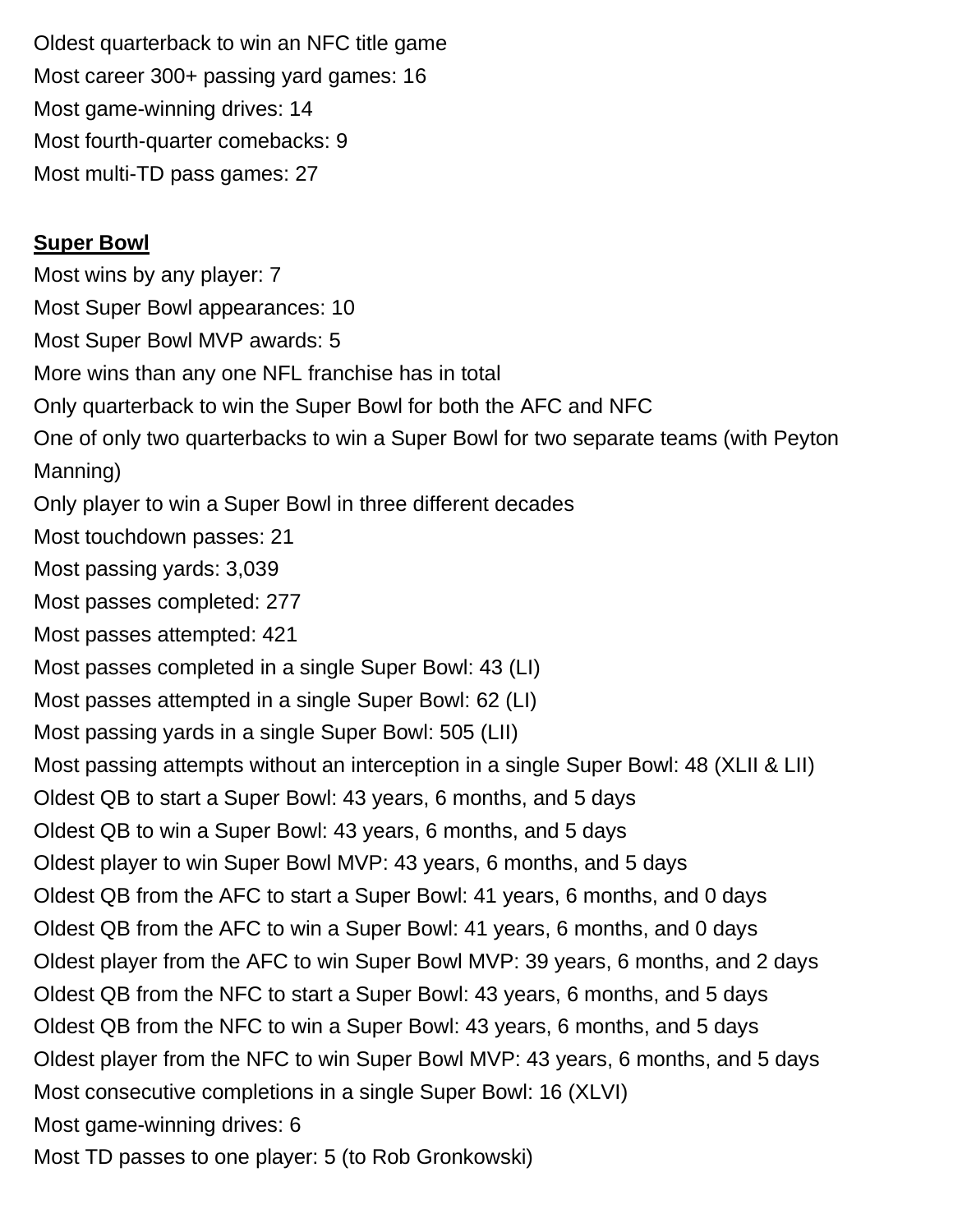Oldest quarterback to win an NFC title game
Most career 300+ passing yard games: 16
Most game-winning drives: 14
Most fourth-quarter comebacks: 9
Most multi-TD pass games: 27

**Super Bowl**

Most wins by any player: 7
Most Super Bowl appearances: 10
Most Super Bowl MVP awards: 5
More wins than any one NFL franchise has in total
Only quarterback to win the Super Bowl for both the AFC and NFC
One of only two quarterbacks to win a Super Bowl for two separate teams (with Peyton Manning)
Only player to win a Super Bowl in three different decades
Most touchdown passes: 21
Most passing yards: 3,039
Most passes completed: 277
Most passes attempted: 421
Most passes completed in a single Super Bowl: 43 (LI)
Most passes attempted in a single Super Bowl: 62 (LI)
Most passing yards in a single Super Bowl: 505 (LII)
Most passing attempts without an interception in a single Super Bowl: 48 (XLII & LII)
Oldest QB to start a Super Bowl: 43 years, 6 months, and 5 days
Oldest QB to win a Super Bowl: 43 years, 6 months, and 5 days
Oldest player to win Super Bowl MVP: 43 years, 6 months, and 5 days
Oldest QB from the AFC to start a Super Bowl: 41 years, 6 months, and 0 days
Oldest QB from the AFC to win a Super Bowl: 41 years, 6 months, and 0 days
Oldest player from the AFC to win Super Bowl MVP: 39 years, 6 months, and 2 days
Oldest QB from the NFC to start a Super Bowl: 43 years, 6 months, and 5 days
Oldest QB from the NFC to win a Super Bowl: 43 years, 6 months, and 5 days
Oldest player from the NFC to win Super Bowl MVP: 43 years, 6 months, and 5 days
Most consecutive completions in a single Super Bowl: 16 (XLVI)
Most game-winning drives: 6
Most TD passes to one player: 5 (to Rob Gronkowski)